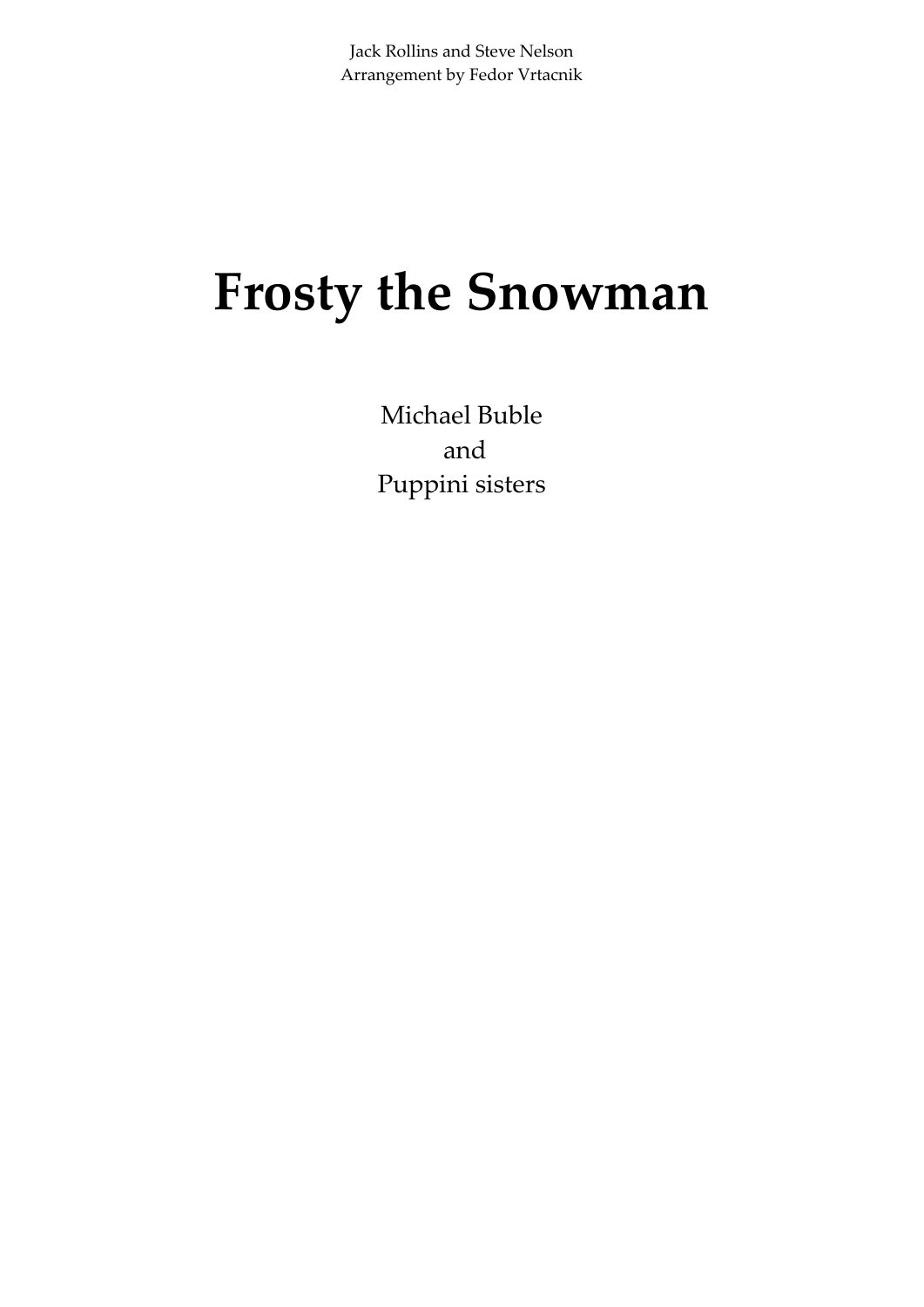Jack Rollins and Steve Nelson
Arrangement by Fedor Vrtacnik

# Frosty the Snowman

Michael Buble
and
Puppini sisters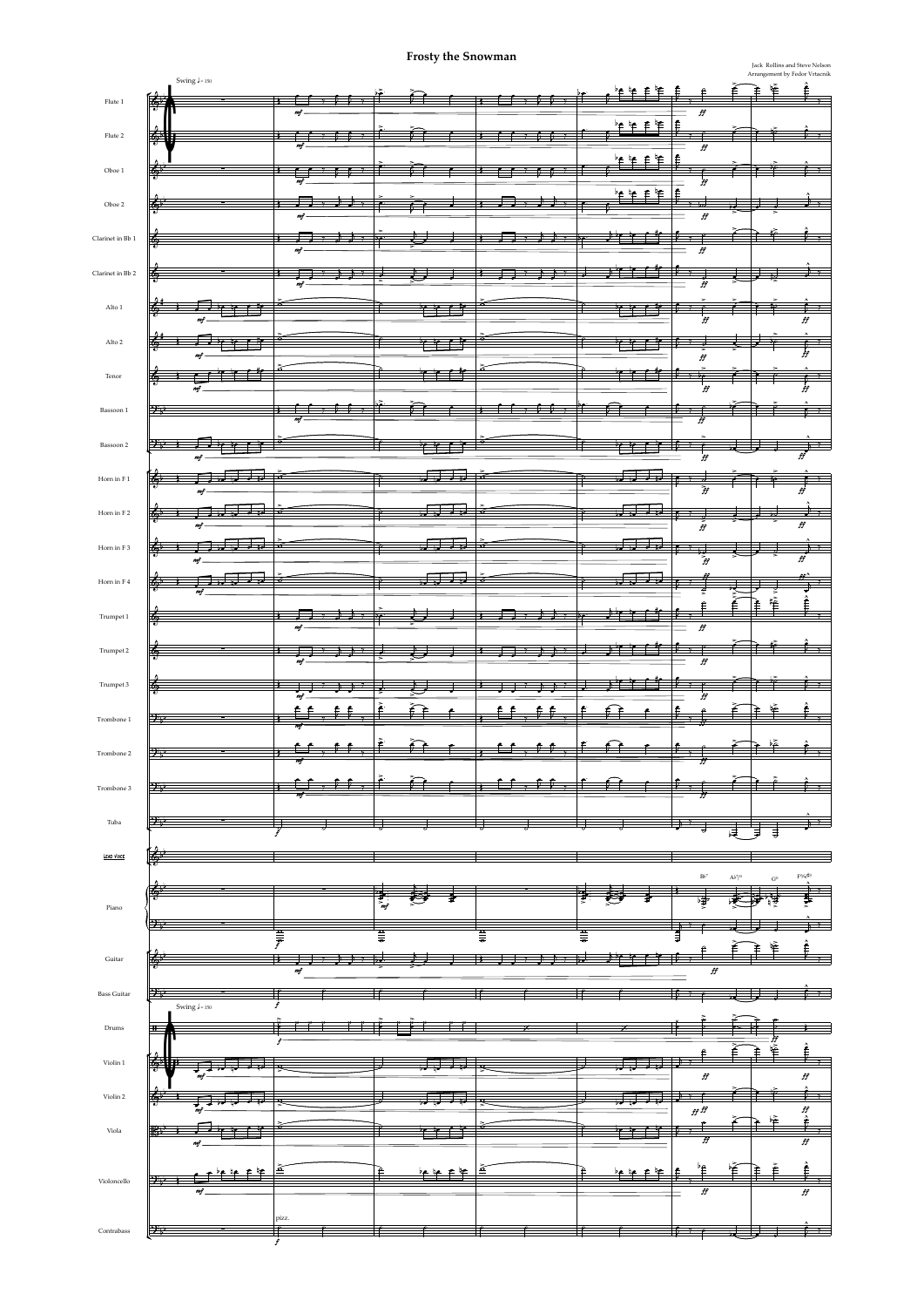# Frosty the Snowman

Jack Rollins and Steve Nelson
Arrangement by Fedor Vrtacnik

Swing ♩= 150

Flute 1
Flute 2
Oboe 1
Oboe 2
Clarinet in Bb 1
Clarinet in Bb 2
Alto 1
Alto 2
Tenor
Bassoon 1
Bassoon 2
Horn in F 1
Horn in F 2
Horn in F 3
Horn in F 4
Trumpet 1
Trumpet 2
Trumpet 3
Trombone 1
Trombone 2
Trombone 3
Tuba
Lead Voice
Piano
Guitar
Bass Guitar
Drums
Violin 1
Violin 2
Viola
Violoncello
Contrabass

Bb7 Ab7/9 G9 F%/G9

pizz.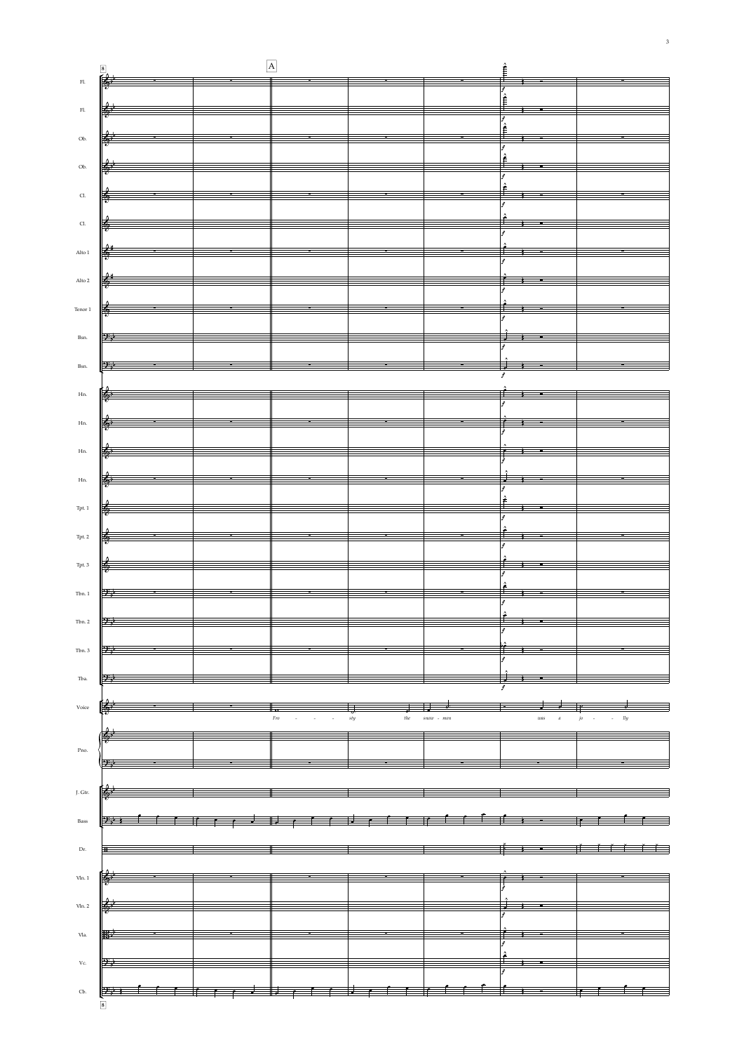A

Fl.
Fl.
Ob.
Ob.
Cl.
Cl.
Alto 1
Alto 2
Tenor 1
Bsn.
Bsn.
Hn.
Hn.
Hn.
Hn.
Tpt. 1
Tpt. 2
Tpt. 3
Tbn. 1
Tbn. 2
Tbn. 3
Tba.
Voice
Pno.
J. Gtr.
Bass
Dr.
Vln. 1
Vln. 2
Vla.
Vc.
Cb.

*Fro - - - sty the snow - men was a jo - - lly*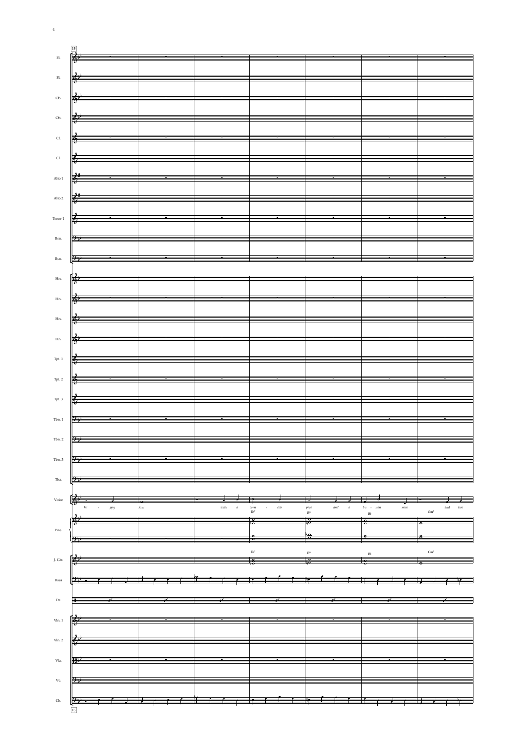15

Fl.

Fl.

Ob.

Ob.

Cl.

Cl.

Alto 1

Alto 2

Tenor 1

Bsn.

Bsn.

Hn.

Hn.

Hn.

Hn.

Tpt. 1

Tpt. 2

Tpt. 3

Tbn. 1

Tbn. 2

Tbn. 3

Tba.

Voice

*ha - ppy soul with a corn - cob pipe and a bu - tton nose and two*

E♭7 E° B♭ Gm7

Pno.

J. Gtr.

E♭7 E° B♭ Gm7

Bass

Dr.

Vln. 1

Vln. 2

Vla.

Vc.

Cb.

15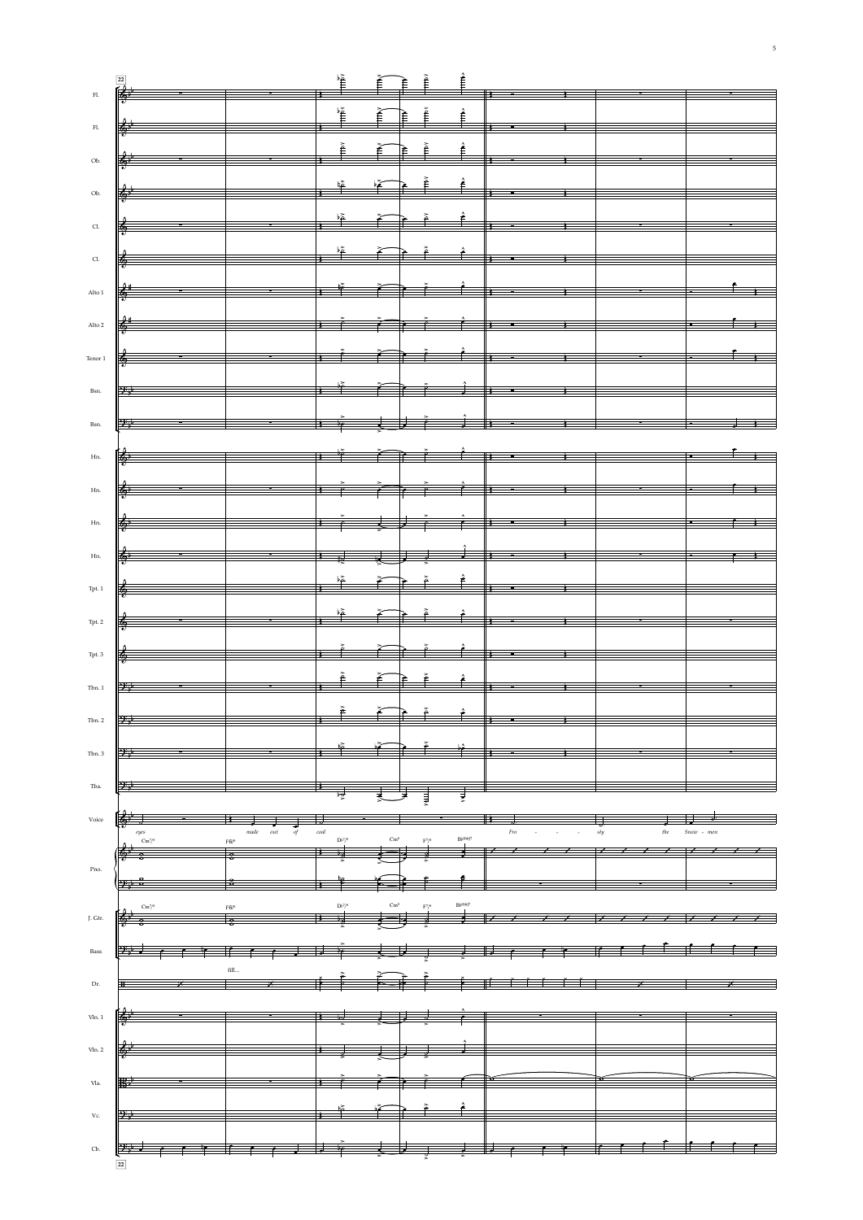22

Fl.
Fl.
Ob.
Ob.
Cl.
Cl.
Alto 1
Alto 2
Tenor 1
Bsn.
Bsn.
Hn.
Hn.
Hn.
Hn.
Tpt. 1
Tpt. 2
Tpt. 3
Tbn. 1
Tbn. 2
Tbn. 3
Tba.

Voice: *eyes* *made out of coal* *Fro - - - sty the Snow - men*

Pno.: Cm7/9 F7/13 D♭7/9 Cm9 F7/9 B♭maj7

J. Gtr.: Cm7/9 F7/13 D♭7/9 Cm9 F7/9 B♭maj7

Bass

Dr.: fill...

Vln. 1
Vln. 2
Vla.
Vc.
Cb.

22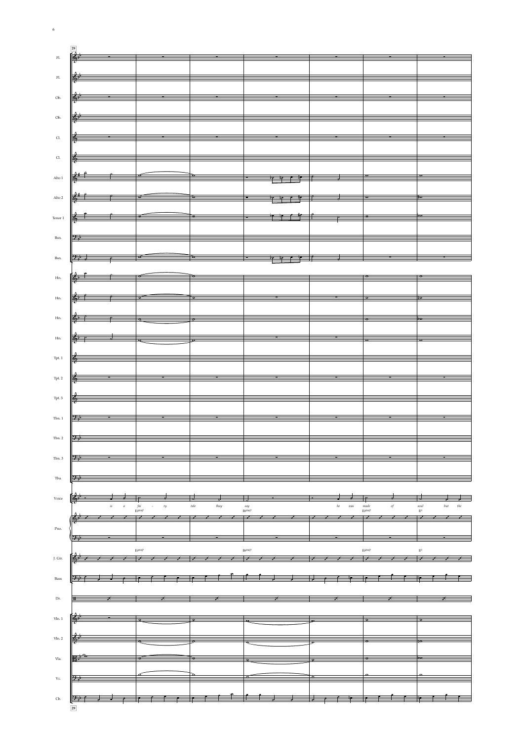29

Fl.
Fl.
Ob.
Ob.
Cl.
Cl.
Alto 1
Alto 2
Tenor 1
Bsn.
Bsn.
Hn.
Hn.
Hn.
Hn.
Tpt. 1
Tpt. 2
Tpt. 3
Tbn. 1
Tbn. 2
Tbn. 3
Tba.
Voice
Pno.
J. Gtr.
Bass
Dr.
Vln. 1
Vln. 2
Vla.
Vc.
Cb.

*is a fai - ry tale they say he was made of soul but the*

E♭maj7 B♭maj7 E♭maj7 E°

29